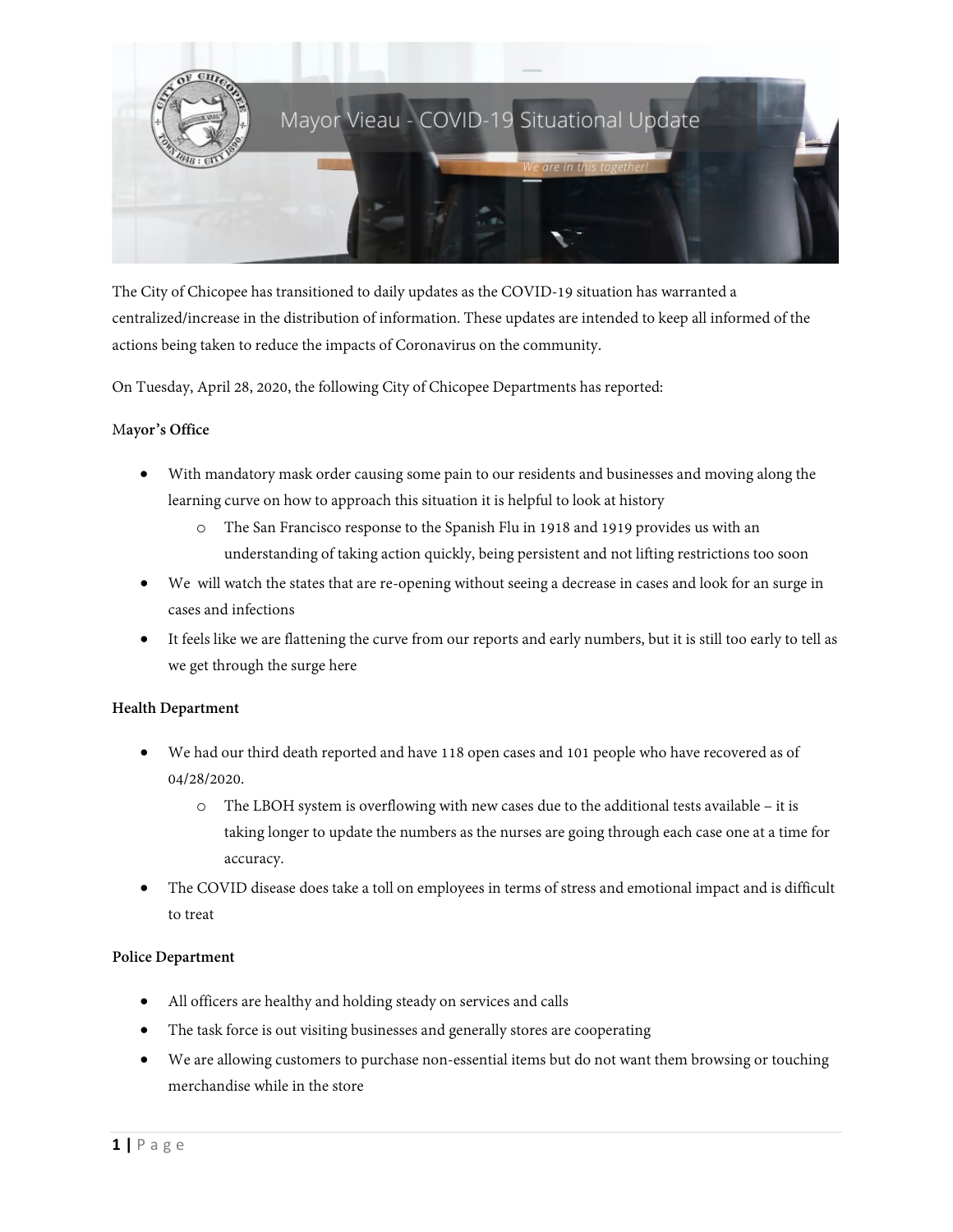# Mayor Vieau - COVID-19 Situational Update

*We are in this together!*

The City of Chicopee has transitioned to daily updates as the COVID-19 situation has warranted a centralized/increase in the distribution of information. These updates are intended to keep all informed of the actions being taken to reduce the impacts of Coronavirus on the community.

On Tuesday, April 28, 2020, the following City of Chicopee Departments has reported:

**Mayor's Office**

- With mandatory mask order causing some pain to our residents and businesses and moving along the learning curve on how to approach this situation it is helpful to look at history
  - The San Francisco response to the Spanish Flu in 1918 and 1919 provides us with an understanding of taking action quickly, being persistent and not lifting restrictions too soon
- We will watch the states that are re-opening without seeing a decrease in cases and look for an surge in cases and infections
- It feels like we are flattening the curve from our reports and early numbers, but it is still too early to tell as we get through the surge here

**Health Department**

- We had our third death reported and have 118 open cases and 101 people who have recovered as of 04/28/2020.
  - The LBOH system is overflowing with new cases due to the additional tests available – it is taking longer to update the numbers as the nurses are going through each case one at a time for accuracy.
- The COVID disease does take a toll on employees in terms of stress and emotional impact and is difficult to treat

**Police Department**

- All officers are healthy and holding steady on services and calls
- The task force is out visiting businesses and generally stores are cooperating
- We are allowing customers to purchase non-essential items but do not want them browsing or touching merchandise while in the store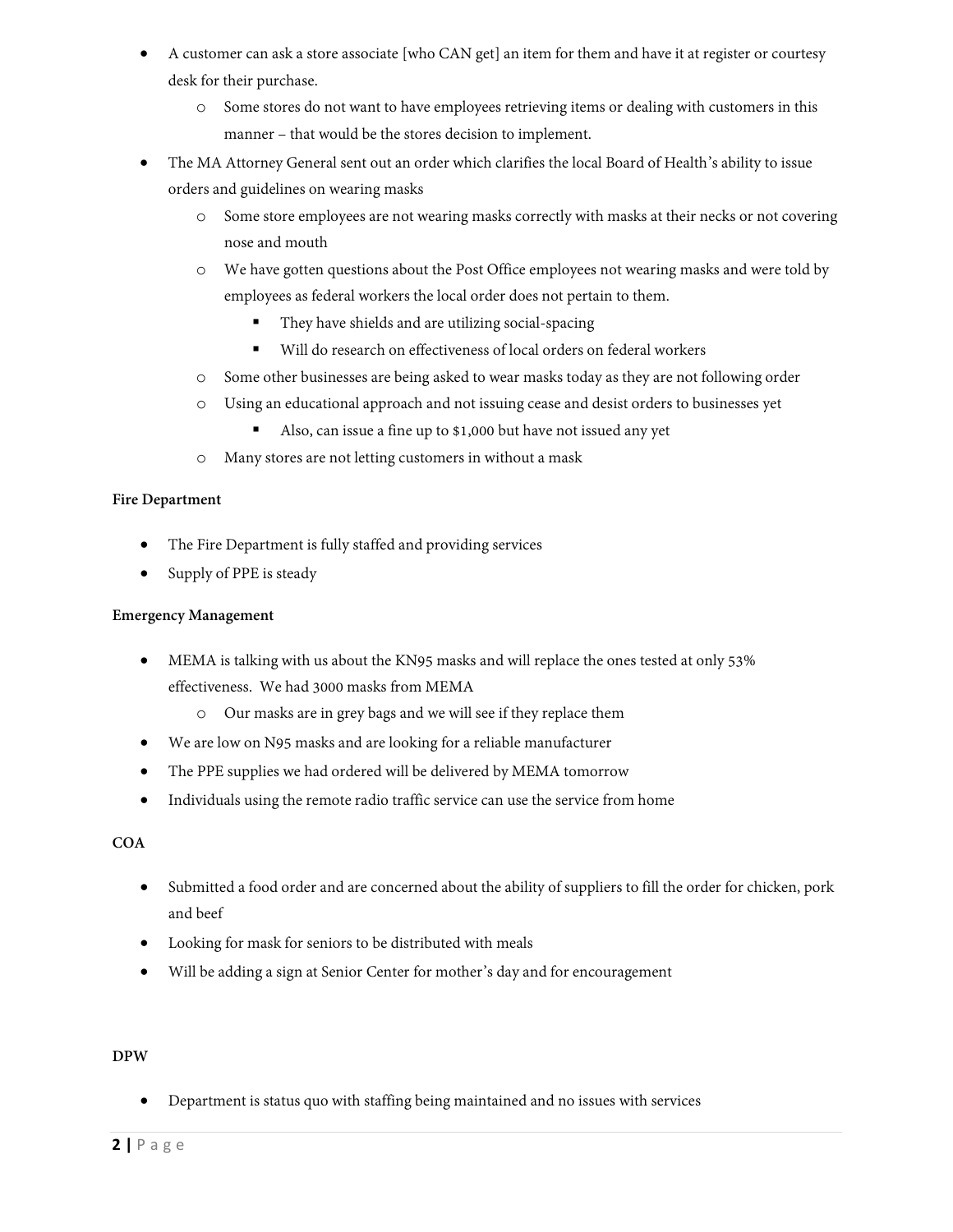- A customer can ask a store associate [who CAN get] an item for them and have it at register or courtesy desk for their purchase.
    - Some stores do not want to have employees retrieving items or dealing with customers in this manner – that would be the stores decision to implement.
- The MA Attorney General sent out an order which clarifies the local Board of Health's ability to issue orders and guidelines on wearing masks
    - Some store employees are not wearing masks correctly with masks at their necks or not covering nose and mouth
    - We have gotten questions about the Post Office employees not wearing masks and were told by employees as federal workers the local order does not pertain to them.
        - They have shields and are utilizing social-spacing
        - Will do research on effectiveness of local orders on federal workers
    - Some other businesses are being asked to wear masks today as they are not following order
    - Using an educational approach and not issuing cease and desist orders to businesses yet
        - Also, can issue a fine up to $1,000 but have not issued any yet
    - Many stores are not letting customers in without a mask

**Fire Department**

- The Fire Department is fully staffed and providing services
- Supply of PPE is steady

**Emergency Management**

- MEMA is talking with us about the KN95 masks and will replace the ones tested at only 53% effectiveness. We had 3000 masks from MEMA
    - Our masks are in grey bags and we will see if they replace them
- We are low on N95 masks and are looking for a reliable manufacturer
- The PPE supplies we had ordered will be delivered by MEMA tomorrow
- Individuals using the remote radio traffic service can use the service from home

**COA**

- Submitted a food order and are concerned about the ability of suppliers to fill the order for chicken, pork and beef
- Looking for mask for seniors to be distributed with meals
- Will be adding a sign at Senior Center for mother's day and for encouragement

**DPW**

- Department is status quo with staffing being maintained and no issues with services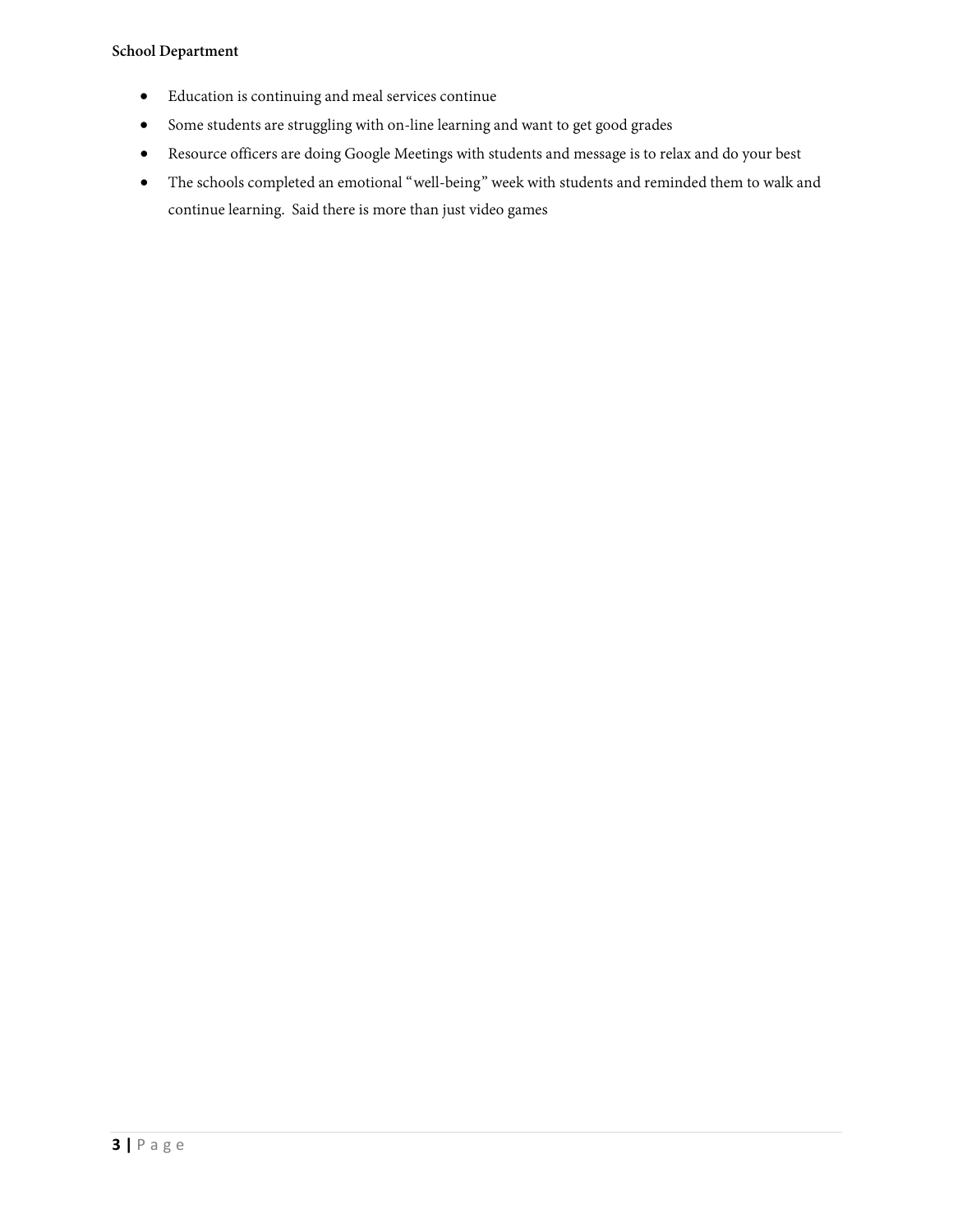**School Department**

- Education is continuing and meal services continue
- Some students are struggling with on-line learning and want to get good grades
- Resource officers are doing Google Meetings with students and message is to relax and do your best
- The schools completed an emotional "well-being" week with students and reminded them to walk and continue learning. Said there is more than just video games